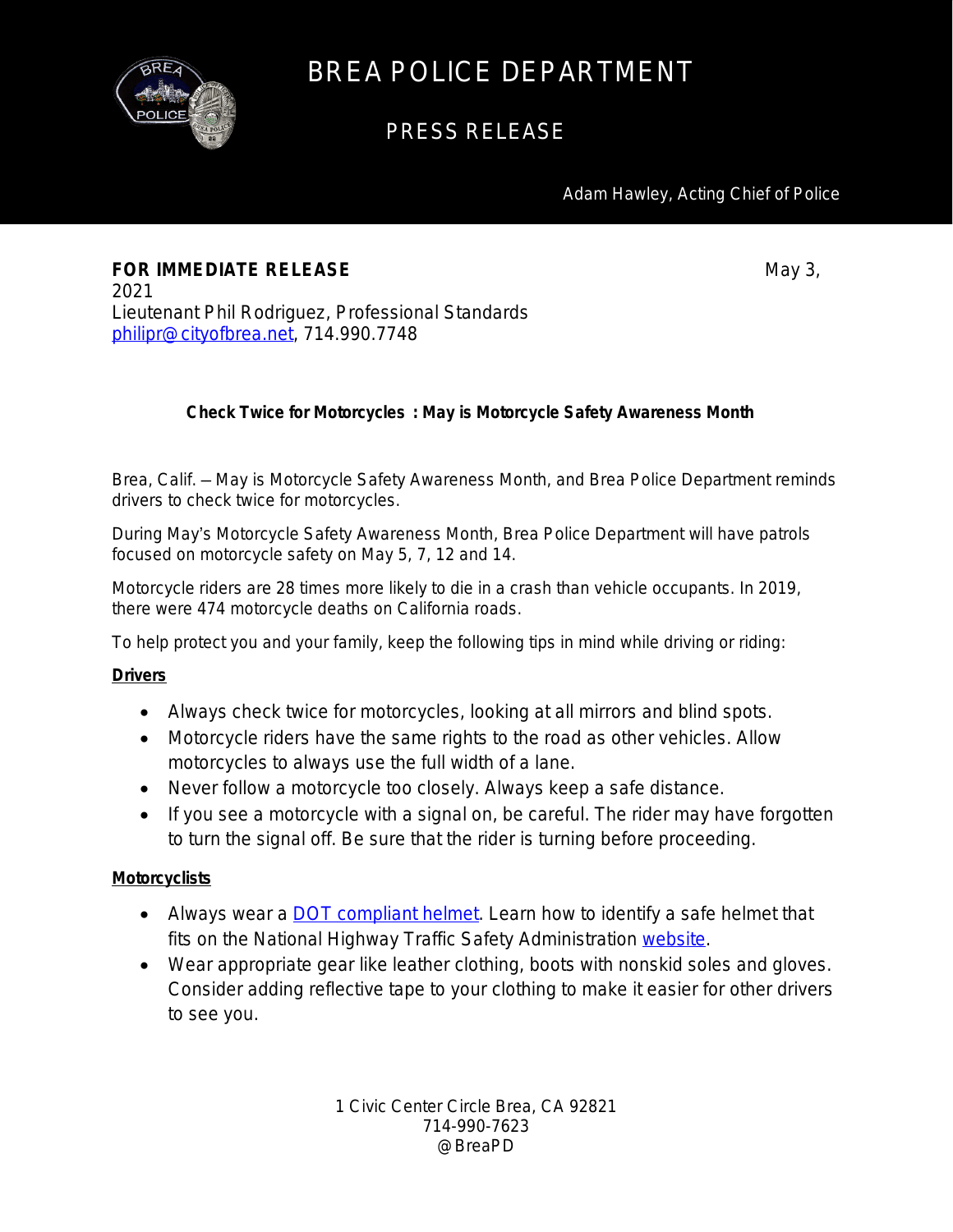# BREA POLICE DEPARTMENT

## PRESS RELEASE

Adam Hawley, Acting Chief of Police

**FOR IMMEDIATE RELEASE** May 3, 2021

Lieutenant Phil Rodriguez, Professional Standards
[philipr@cityofbrea.net](mailto:philipr@cityofbrea.net), 714.990.7748

**Check Twice for Motorcycles : May is Motorcycle Safety Awareness Month**

Brea, Calif. – May is Motorcycle Safety Awareness Month, and Brea Police Department reminds drivers to check twice for motorcycles.

During May's Motorcycle Safety Awareness Month, Brea Police Department will have patrols focused on motorcycle safety on May 5, 7, 12 and 14.

Motorcycle riders are 28 times more likely to die in a crash than vehicle occupants. In 2019, there were 474 motorcycle deaths on California roads.

To help protect you and your family, keep the following tips in mind while driving or riding:

**Drivers**

- Always check twice for motorcycles, looking at all mirrors and blind spots.
- Motorcycle riders have the same rights to the road as other vehicles. Allow motorcycles to always use the full width of a lane.
- Never follow a motorcycle too closely. Always keep a safe distance.
- If you see a motorcycle with a signal on, be careful. The rider may have forgotten to turn the signal off. Be sure that the rider is turning before proceeding.

**Motorcyclists**

- Always wear a DOT compliant helmet. Learn how to identify a safe helmet that fits on the National Highway Traffic Safety Administration website.
- Wear appropriate gear like leather clothing, boots with nonskid soles and gloves. Consider adding reflective tape to your clothing to make it easier for other drivers to see you.

1 Civic Center Circle Brea, CA 92821
714-990-7623
@BreaPD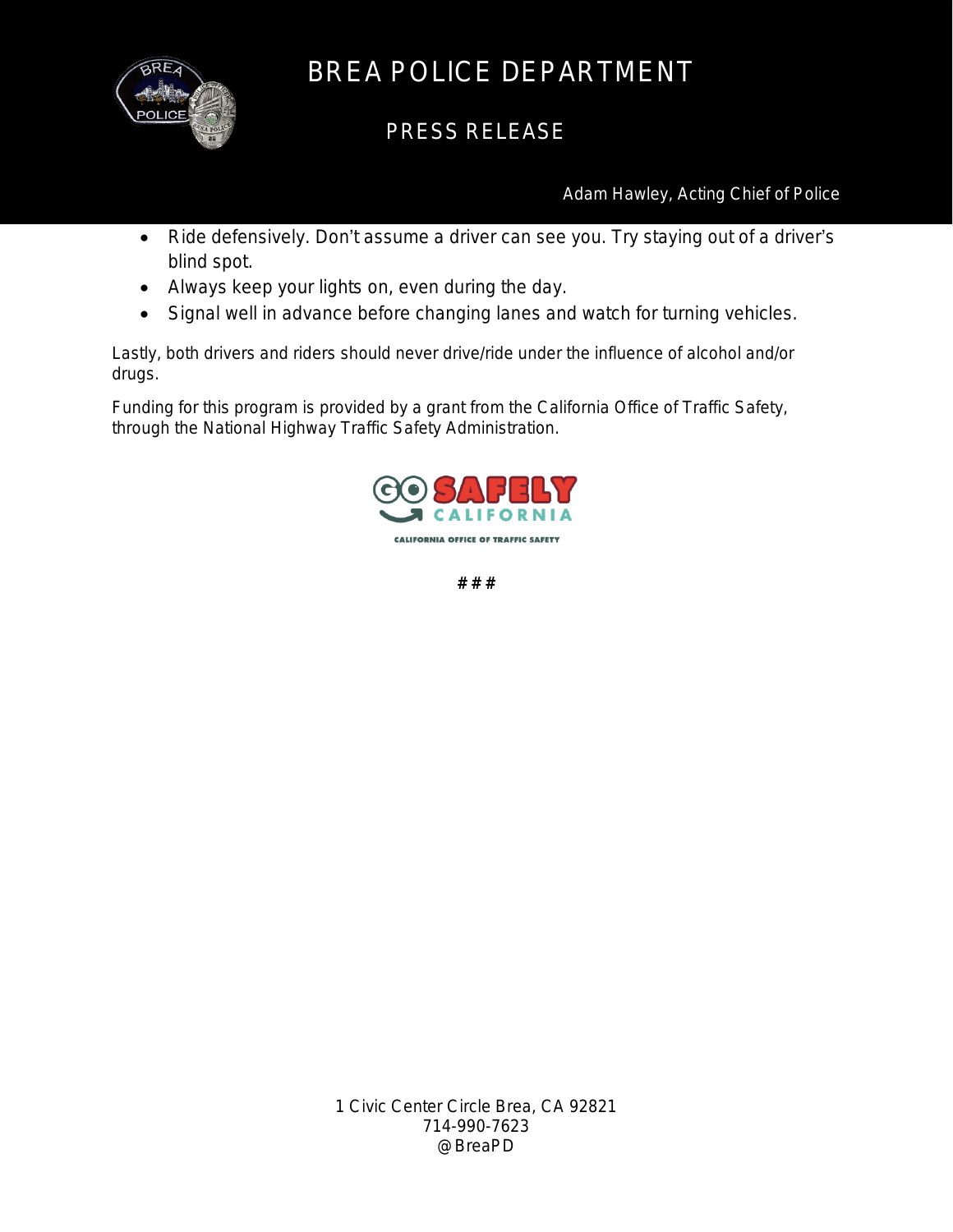- Ride defensively. Don't assume a driver can see you. Try staying out of a driver's blind spot.
- Always keep your lights on, even during the day.
- Signal well in advance before changing lanes and watch for turning vehicles.

Lastly, both drivers and riders should never drive/ride under the influence of alcohol and/or drugs.

Funding for this program is provided by a grant from the California Office of Traffic Safety, through the National Highway Traffic Safety Administration.

# # #